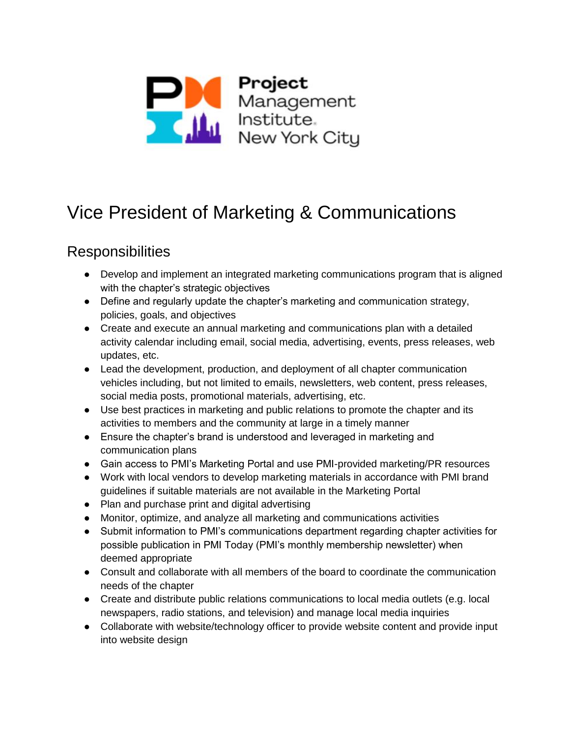Project Management Institute. New York City

# Vice President of Marketing & Communications

## Responsibilities

- Develop and implement an integrated marketing communications program that is aligned with the chapter's strategic objectives
- Define and regularly update the chapter's marketing and communication strategy, policies, goals, and objectives
- Create and execute an annual marketing and communications plan with a detailed activity calendar including email, social media, advertising, events, press releases, web updates, etc.
- Lead the development, production, and deployment of all chapter communication vehicles including, but not limited to emails, newsletters, web content, press releases, social media posts, promotional materials, advertising, etc.
- Use best practices in marketing and public relations to promote the chapter and its activities to members and the community at large in a timely manner
- Ensure the chapter's brand is understood and leveraged in marketing and communication plans
- Gain access to PMI's Marketing Portal and use PMI-provided marketing/PR resources
- Work with local vendors to develop marketing materials in accordance with PMI brand guidelines if suitable materials are not available in the Marketing Portal
- Plan and purchase print and digital advertising
- Monitor, optimize, and analyze all marketing and communications activities
- Submit information to PMI's communications department regarding chapter activities for possible publication in PMI Today (PMI's monthly membership newsletter) when deemed appropriate
- Consult and collaborate with all members of the board to coordinate the communication needs of the chapter
- Create and distribute public relations communications to local media outlets (e.g. local newspapers, radio stations, and television) and manage local media inquiries
- Collaborate with website/technology officer to provide website content and provide input into website design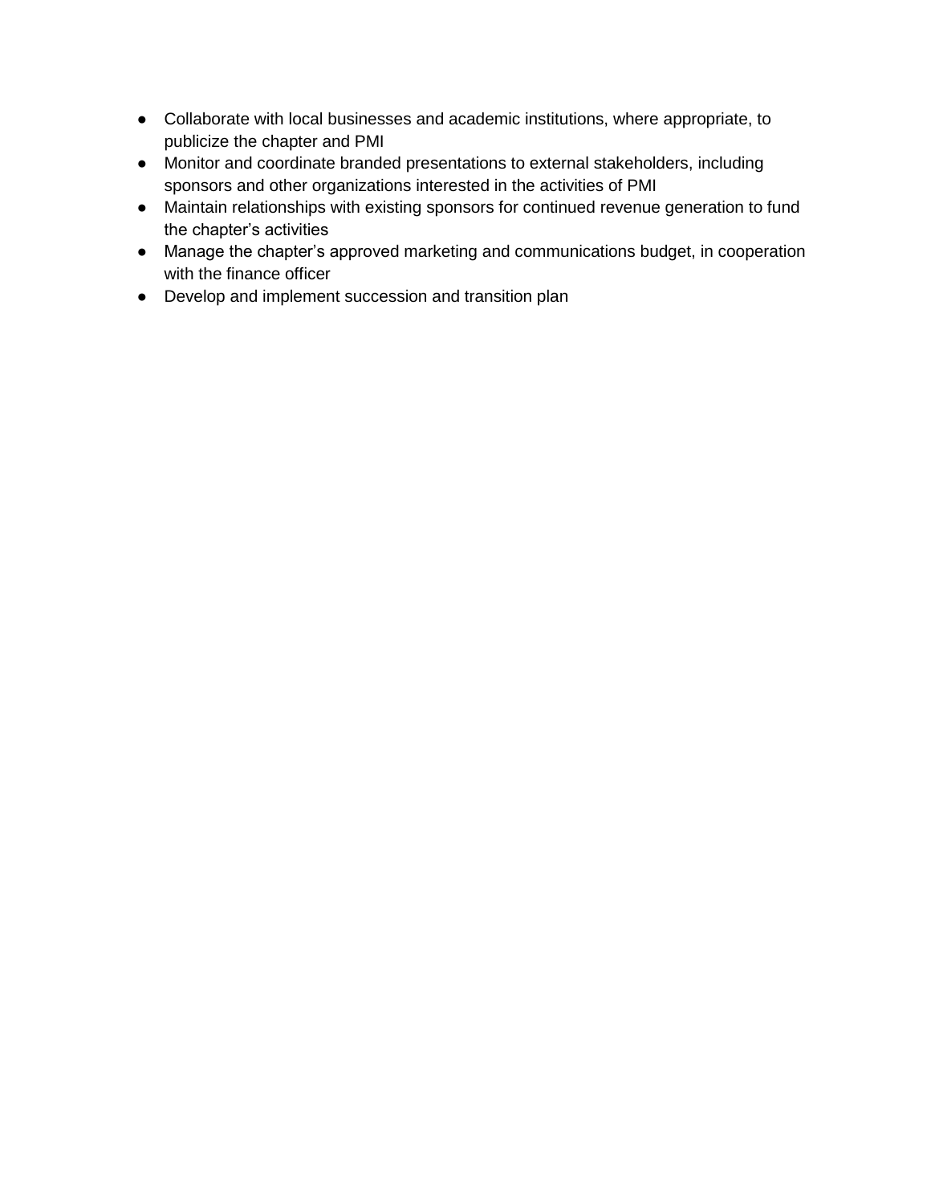- Collaborate with local businesses and academic institutions, where appropriate, to publicize the chapter and PMI
- Monitor and coordinate branded presentations to external stakeholders, including sponsors and other organizations interested in the activities of PMI
- Maintain relationships with existing sponsors for continued revenue generation to fund the chapter's activities
- Manage the chapter's approved marketing and communications budget, in cooperation with the finance officer
- Develop and implement succession and transition plan